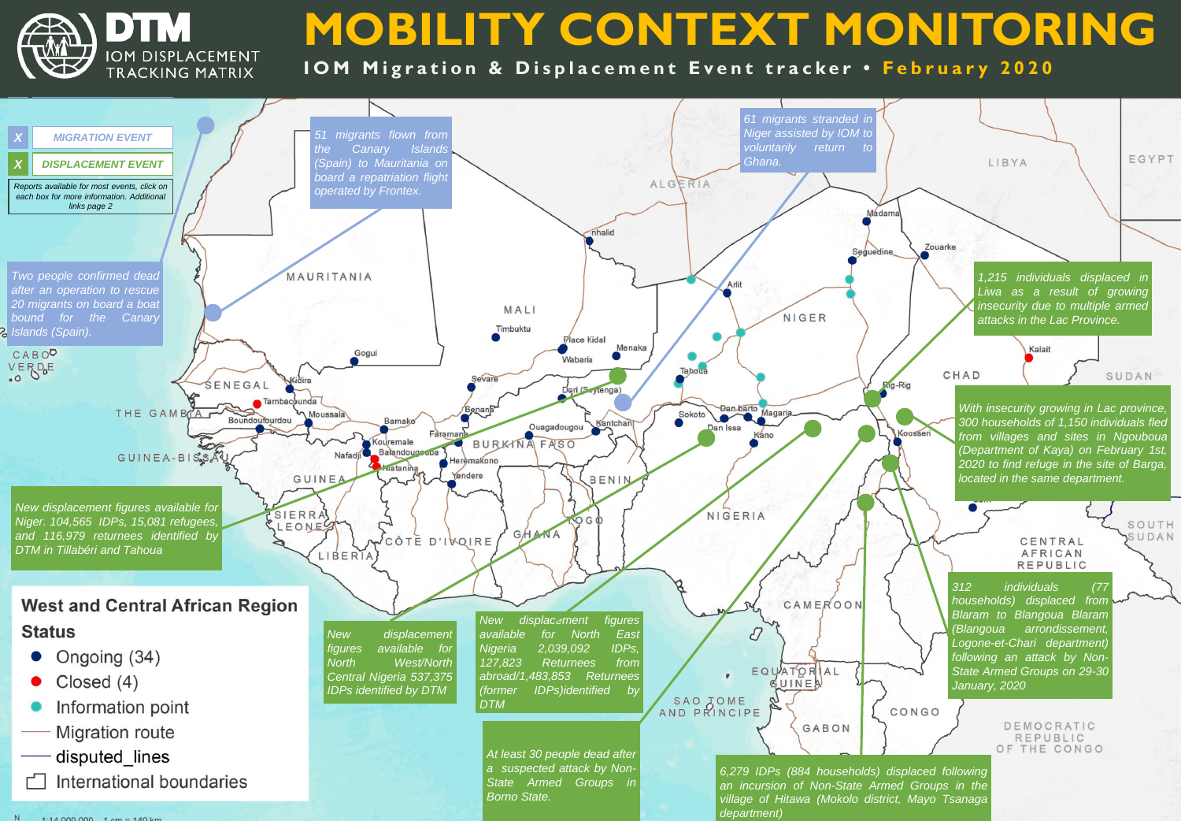# MOBILITY CONTEXT MONITORING

**IOM Migration & Displacement Event tracker • February 2020**

DTM — IOM DISPLACEMENT TRACKING MATRIX

X MIGRATION EVENT

X DISPLACEMENT EVENT

Reports available for most events, click on each box for more information. Additional links page 2

*Two people confirmed dead after an operation to rescue 20 migrants on board a boat bound for the Canary Islands (Spain).*

*51 migrants flown from the Canary Islands (Spain) to Mauritania on board a repatriation flight operated by Frontex.*

*61 migrants stranded in Niger assisted by IOM to voluntarily return to Ghana.*

*1,215 individuals displaced in Liwa as a result of growing insecurity due to multiple armed attacks in the Lac Province.*

*With insecurity growing in Lac province, 300 households of 1,150 individuals fled from villages and sites in Ngouboua (Department of Kaya) on February 1st, 2020 to find refuge in the site of Barga, located in the same department.*

*New displacement figures available for Niger. 104,565 IDPs, 15,081 refugees, and 116,979 returnees identified by DTM in Tillabéri and Tahoua*

*New displacement figures available for North West/North Central Nigeria 537,375 IDPs identified by DTM*

*New displacement figures available for North East Nigeria 2,039,092 IDPs, 127,823 Returnees from abroad/1,483,853 Returnees (former IDPs)identified by DTM*

*312 individuals (77 households) displaced from Blaram to Blangoua Blaram (Blangoua arrondissement, Logone-et-Chari department) following an attack by Non-State Armed Groups on 29-30 January, 2020*

*At least 30 people dead after a suspected attack by Non-State Armed Groups in Borno State.*

*6,279 IDPs (884 households) displaced following an incursion of Non-State Armed Groups in the village of Hitawa (Mokolo district, Mayo Tsanaga department)*

## West and Central African Region

### Status

- Ongoing (34)
- Closed (4)
- Information point
- Migration route
- disputed_lines
- International boundaries

1:14,000,000 1 cm = 140 km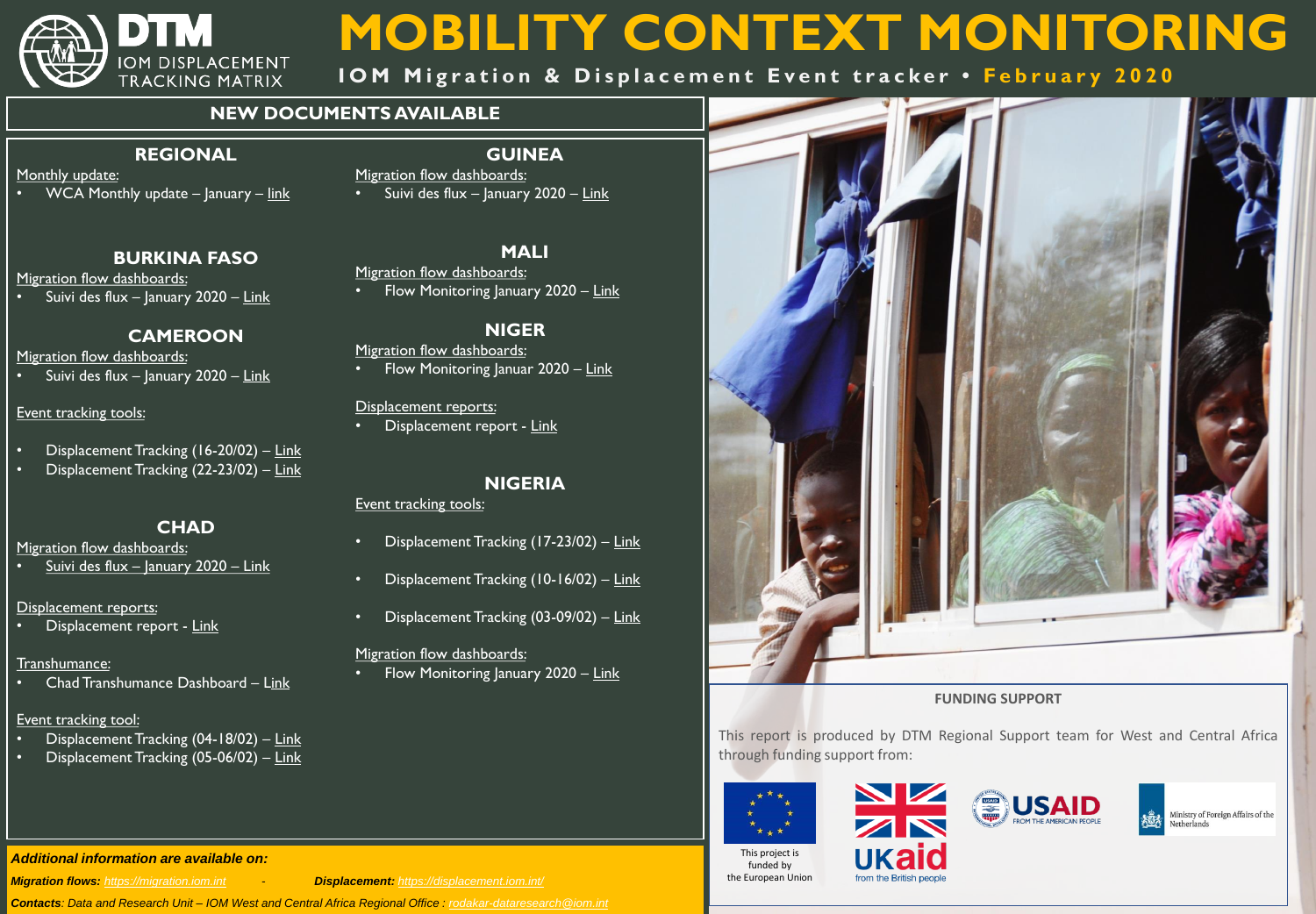# MOBILITY CONTEXT MONITORING

**IOM Migration & Displacement Event tracker • February 2020**

DTM IOM DISPLACEMENT TRACKING MATRIX

## NEW DOCUMENTS AVAILABLE

### REGIONAL

Monthly update:

- WCA Monthly update – January – link

### BURKINA FASO

Migration flow dashboards:

- Suivi des flux – January 2020 – Link

### CAMEROON

Migration flow dashboards:

- Suivi des flux – January 2020 – Link

Event tracking tools:

- Displacement Tracking (16-20/02) – Link
- Displacement Tracking (22-23/02) – Link

### CHAD

Migration flow dashboards:

- Suivi des flux – January 2020 – Link

Displacement reports:

- Displacement report - Link

Transhumance:

- Chad Transhumance Dashboard – Link

Event tracking tool:

- Displacement Tracking (04-18/02) – Link
- Displacement Tracking (05-06/02) – Link

### GUINEA

Migration flow dashboards:

- Suivi des flux – January 2020 – Link

### MALI

Migration flow dashboards:

- Flow Monitoring January 2020 – Link

### NIGER

Migration flow dashboards:

- Flow Monitoring Januar 2020 – Link

Displacement reports:

- Displacement report - Link

### NIGERIA

Event tracking tools:

- Displacement Tracking (17-23/02) – Link
- Displacement Tracking (10-16/02) – Link
- Displacement Tracking (03-09/02) – Link

Migration flow dashboards:

- Flow Monitoring January 2020 – Link

***Additional information are available on:***

***Migration flows:*** *https://migration.iom.int* - ***Displacement:*** *https://displacement.iom.int/*

***Contacts****: Data and Research Unit – IOM West and Central Africa Regional Office : rodakar-dataresearch@iom.int*

**FUNDING SUPPORT**

This report is produced by DTM Regional Support team for West and Central Africa through funding support from:

This project is funded by the European Union

UKaid from the British people

USAID FROM THE AMERICAN PEOPLE

Ministry of Foreign Affairs of the Netherlands